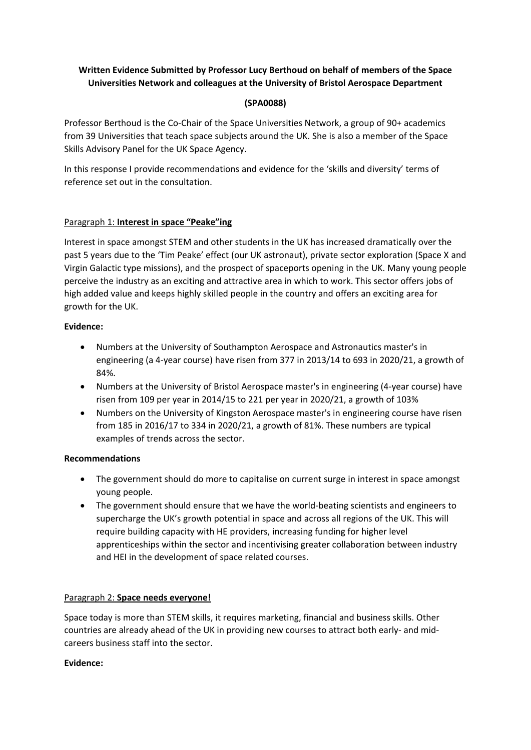**Written Evidence Submitted by Professor Lucy Berthoud on behalf of members of the Space Universities Network and colleagues at the University of Bristol Aerospace Department**

**(SPA0088)**

Professor Berthoud is the Co-Chair of the Space Universities Network, a group of 90+ academics from 39 Universities that teach space subjects around the UK. She is also a member of the Space Skills Advisory Panel for the UK Space Agency.

In this response I provide recommendations and evidence for the 'skills and diversity' terms of reference set out in the consultation.

Paragraph 1: **Interest in space "Peake"ing**

Interest in space amongst STEM and other students in the UK has increased dramatically over the past 5 years due to the 'Tim Peake' effect (our UK astronaut), private sector exploration (Space X and Virgin Galactic type missions), and the prospect of spaceports opening in the UK. Many young people perceive the industry as an exciting and attractive area in which to work. This sector offers jobs of high added value and keeps highly skilled people in the country and offers an exciting area for growth for the UK.

**Evidence:**

- Numbers at the University of Southampton Aerospace and Astronautics master's in engineering (a 4-year course) have risen from 377 in 2013/14 to 693 in 2020/21, a growth of 84%.
- Numbers at the University of Bristol Aerospace master's in engineering (4-year course) have risen from 109 per year in 2014/15 to 221 per year in 2020/21, a growth of 103%
- Numbers on the University of Kingston Aerospace master's in engineering course have risen from 185 in 2016/17 to 334 in 2020/21, a growth of 81%. These numbers are typical examples of trends across the sector.

**Recommendations**

- The government should do more to capitalise on current surge in interest in space amongst young people.
- The government should ensure that we have the world-beating scientists and engineers to supercharge the UK's growth potential in space and across all regions of the UK. This will require building capacity with HE providers, increasing funding for higher level apprenticeships within the sector and incentivising greater collaboration between industry and HEI in the development of space related courses.

Paragraph 2: **Space needs everyone!**

Space today is more than STEM skills, it requires marketing, financial and business skills. Other countries are already ahead of the UK in providing new courses to attract both early- and mid-careers business staff into the sector.

**Evidence:**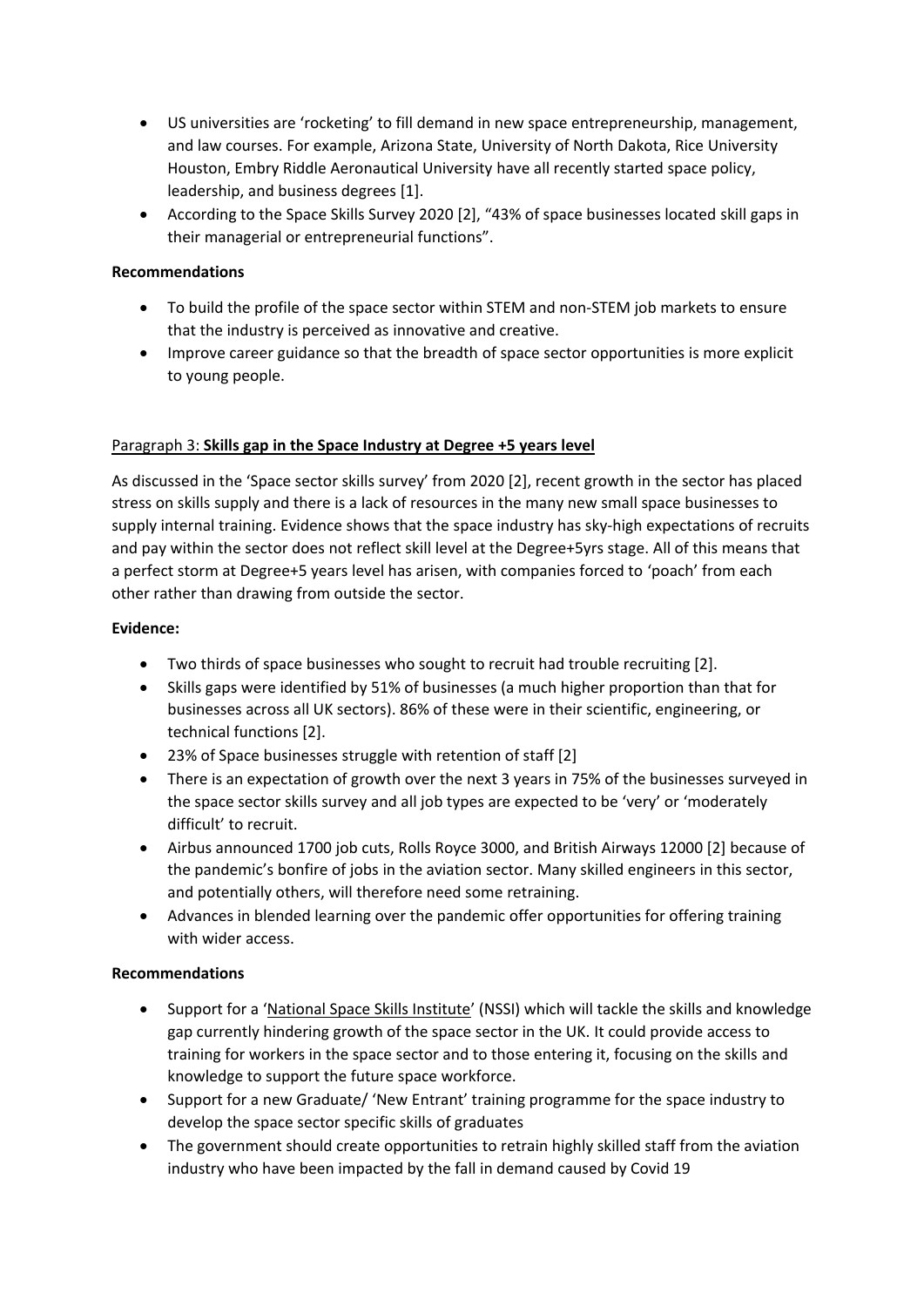- US universities are 'rocketing' to fill demand in new space entrepreneurship, management, and law courses. For example, Arizona State, University of North Dakota, Rice University Houston, Embry Riddle Aeronautical University have all recently started space policy, leadership, and business degrees [1].
- According to the Space Skills Survey 2020 [2], "43% of space businesses located skill gaps in their managerial or entrepreneurial functions".

**Recommendations**

- To build the profile of the space sector within STEM and non-STEM job markets to ensure that the industry is perceived as innovative and creative.
- Improve career guidance so that the breadth of space sector opportunities is more explicit to young people.

Paragraph 3: **Skills gap in the Space Industry at Degree +5 years level**

As discussed in the 'Space sector skills survey' from 2020 [2], recent growth in the sector has placed stress on skills supply and there is a lack of resources in the many new small space businesses to supply internal training. Evidence shows that the space industry has sky-high expectations of recruits and pay within the sector does not reflect skill level at the Degree+5yrs stage. All of this means that a perfect storm at Degree+5 years level has arisen, with companies forced to 'poach' from each other rather than drawing from outside the sector.

**Evidence:**

- Two thirds of space businesses who sought to recruit had trouble recruiting [2].
- Skills gaps were identified by 51% of businesses (a much higher proportion than that for businesses across all UK sectors). 86% of these were in their scientific, engineering, or technical functions [2].
- 23% of Space businesses struggle with retention of staff [2]
- There is an expectation of growth over the next 3 years in 75% of the businesses surveyed in the space sector skills survey and all job types are expected to be 'very' or 'moderately difficult' to recruit.
- Airbus announced 1700 job cuts, Rolls Royce 3000, and British Airways 12000 [2] because of the pandemic's bonfire of jobs in the aviation sector. Many skilled engineers in this sector, and potentially others, will therefore need some retraining.
- Advances in blended learning over the pandemic offer opportunities for offering training with wider access.

**Recommendations**

- Support for a 'National Space Skills Institute' (NSSI) which will tackle the skills and knowledge gap currently hindering growth of the space sector in the UK. It could provide access to training for workers in the space sector and to those entering it, focusing on the skills and knowledge to support the future space workforce.
- Support for a new Graduate/ 'New Entrant' training programme for the space industry to develop the space sector specific skills of graduates
- The government should create opportunities to retrain highly skilled staff from the aviation industry who have been impacted by the fall in demand caused by Covid 19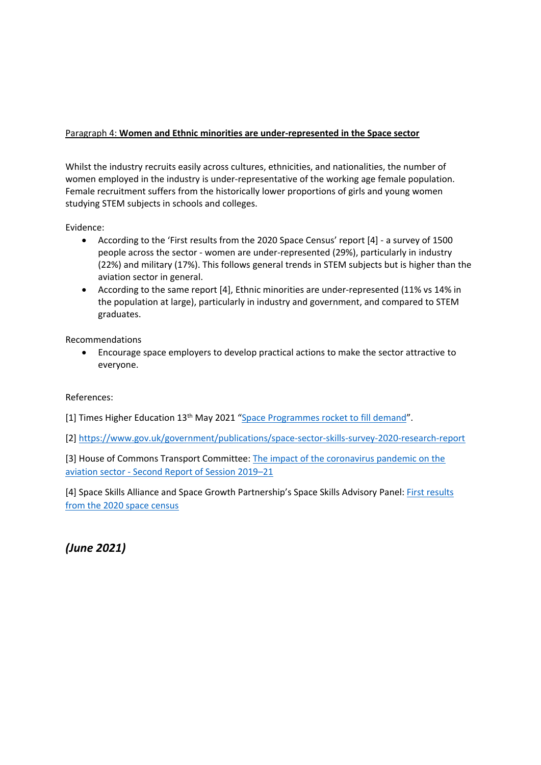Paragraph 4: **Women and Ethnic minorities are under-represented in the Space sector**

Whilst the industry recruits easily across cultures, ethnicities, and nationalities, the number of women employed in the industry is under-representative of the working age female population. Female recruitment suffers from the historically lower proportions of girls and young women studying STEM subjects in schools and colleges.

Evidence:

- According to the 'First results from the 2020 Space Census' report [4] - a survey of 1500 people across the sector - women are under-represented (29%), particularly in industry (22%) and military (17%). This follows general trends in STEM subjects but is higher than the aviation sector in general.
- According to the same report [4], Ethnic minorities are under-represented (11% vs 14% in the population at large), particularly in industry and government, and compared to STEM graduates.

Recommendations

- Encourage space employers to develop practical actions to make the sector attractive to everyone.

References:

[1] Times Higher Education 13th May 2021 "Space Programmes rocket to fill demand".

[2] https://www.gov.uk/government/publications/space-sector-skills-survey-2020-research-report

[3] House of Commons Transport Committee: The impact of the coronavirus pandemic on the aviation sector - Second Report of Session 2019–21

[4] Space Skills Alliance and Space Growth Partnership's Space Skills Advisory Panel: First results from the 2020 space census

***(June 2021)***